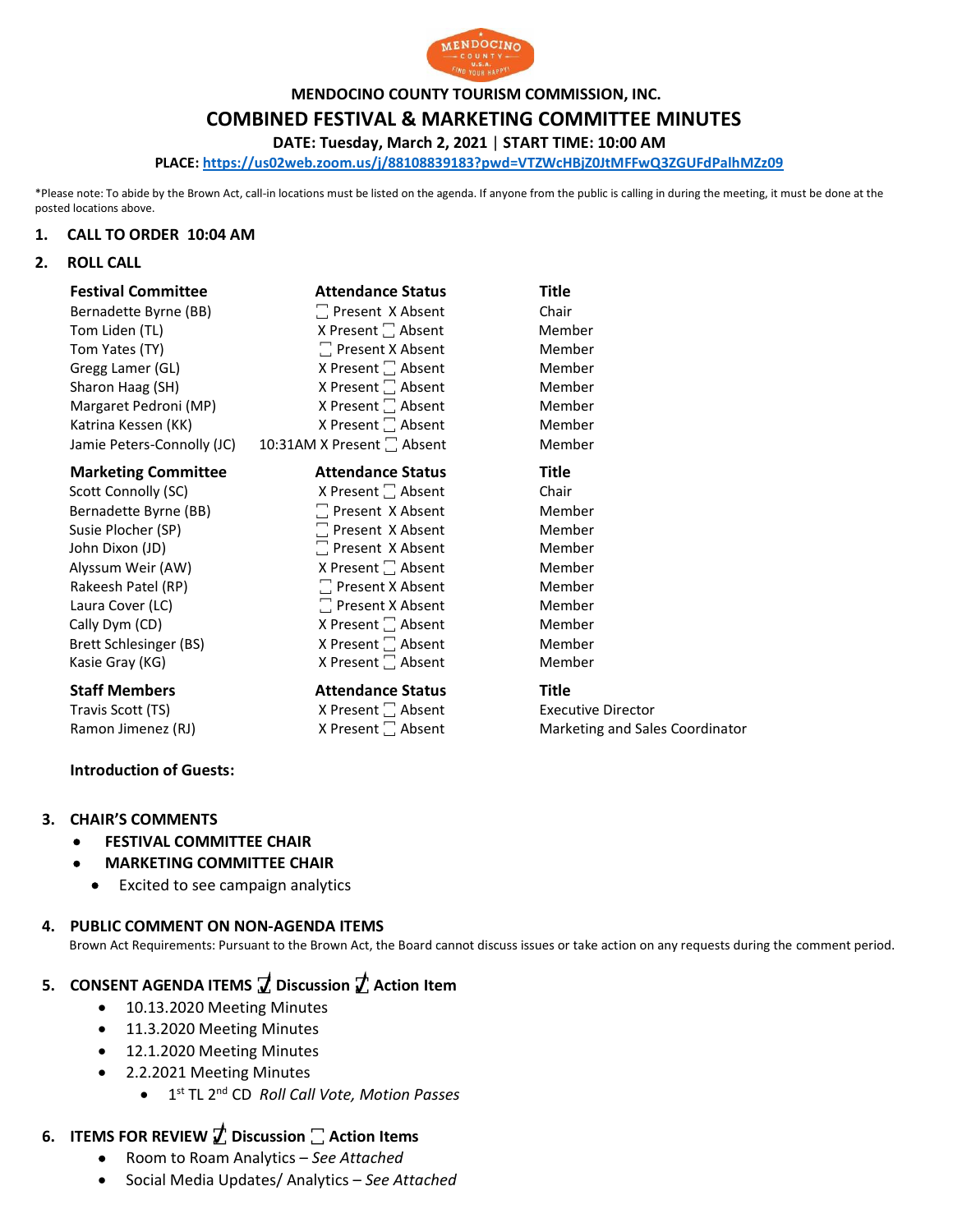**MENDOCINO COUNTY TOURISM COMMISSION, INC.**

# COMBINED FESTIVAL & MARKETING COMMITTEE MINUTES

**DATE: Tuesday, March 2, 2021 | START TIME: 10:00 AM**

**PLACE: https://us02web.zoom.us/j/88108839183?pwd=VTZWcHBjZ0JtMFFwQ3ZGUFdPalhMZz09**

*Please note: To abide by the Brown Act, call-in locations must be listed on the agenda. If anyone from the public is calling in during the meeting, it must be done at the posted locations above.

## 1. CALL TO ORDER 10:04 AM

## 2. ROLL CALL

| **Festival Committee** | **Attendance Status** | **Title** |
|---|---|---|
| Bernadette Byrne (BB) | ☐ Present X Absent | Chair |
| Tom Liden (TL) | X Present ☐ Absent | Member |
| Tom Yates (TY) | ☐ Present X Absent | Member |
| Gregg Lamer (GL) | X Present ☐ Absent | Member |
| Sharon Haag (SH) | X Present ☐ Absent | Member |
| Margaret Pedroni (MP) | X Present ☐ Absent | Member |
| Katrina Kessen (KK) | X Present ☐ Absent | Member |
| Jamie Peters-Connolly (JC) | 10:31AM X Present ☐ Absent | Member |

| **Marketing Committee** | **Attendance Status** | **Title** |
|---|---|---|
| Scott Connolly (SC) | X Present ☐ Absent | Chair |
| Bernadette Byrne (BB) | ☐ Present X Absent | Member |
| Susie Plocher (SP) | ☐ Present X Absent | Member |
| John Dixon (JD) | ☐ Present X Absent | Member |
| Alyssum Weir (AW) | X Present ☐ Absent | Member |
| Rakeesh Patel (RP) | ☐ Present X Absent | Member |
| Laura Cover (LC) | ☐ Present X Absent | Member |
| Cally Dym (CD) | X Present ☐ Absent | Member |
| Brett Schlesinger (BS) | X Present ☐ Absent | Member |
| Kasie Gray (KG) | X Present ☐ Absent | Member |

| **Staff Members** | **Attendance Status** | **Title** |
|---|---|---|
| Travis Scott (TS) | X Present ☐ Absent | Executive Director |
| Ramon Jimenez (RJ) | X Present ☐ Absent | Marketing and Sales Coordinator |

**Introduction of Guests:**

## 3. CHAIR'S COMMENTS

- **FESTIVAL COMMITTEE CHAIR**
- **MARKETING COMMITTEE CHAIR**
  - Excited to see campaign analytics

## 4. PUBLIC COMMENT ON NON-AGENDA ITEMS

Brown Act Requirements: Pursuant to the Brown Act, the Board cannot discuss issues or take action on any requests during the comment period.

## 5. CONSENT AGENDA ITEMS ☑ Discussion ☑ Action Item

- 10.13.2020 Meeting Minutes
- 11.3.2020 Meeting Minutes
- 12.1.2020 Meeting Minutes
- 2.2.2021 Meeting Minutes
  - 1st TL 2nd CD *Roll Call Vote, Motion Passes*

## 6. ITEMS FOR REVIEW ☑ Discussion ☐ Action Items

- Room to Roam Analytics – *See Attached*
- Social Media Updates/ Analytics – *See Attached*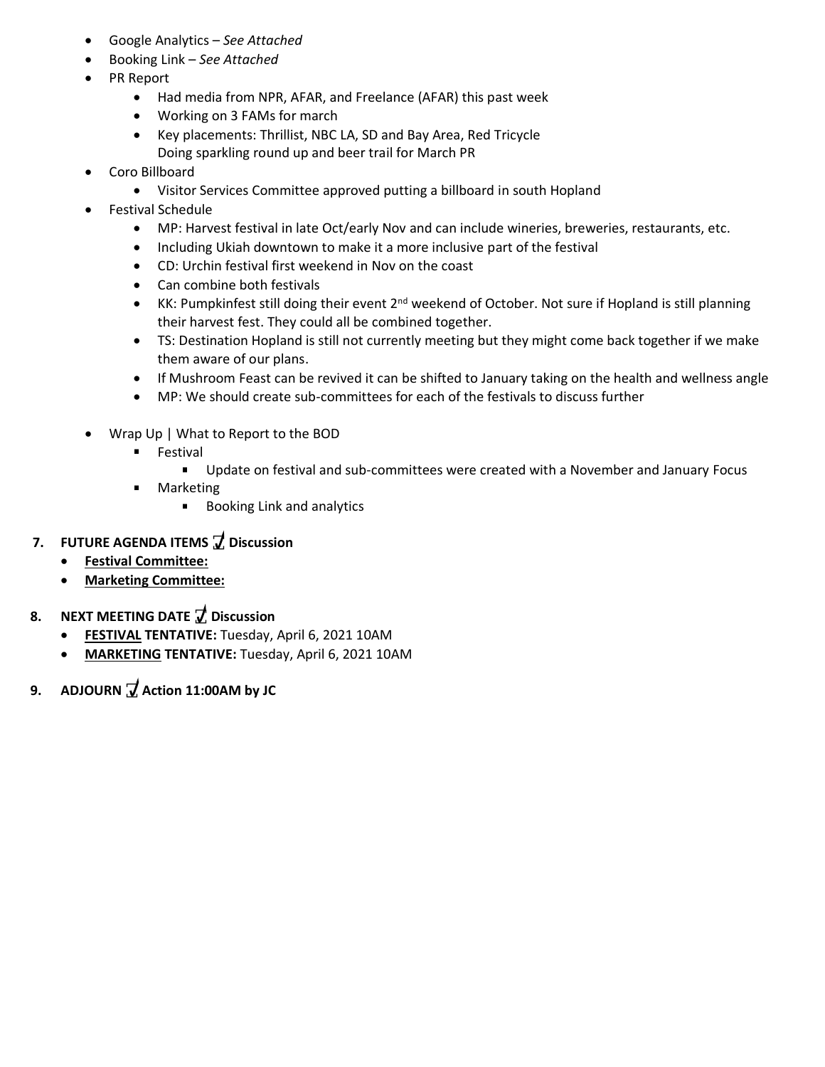- Google Analytics – *See Attached*
- Booking Link – *See Attached*
- PR Report
    - Had media from NPR, AFAR, and Freelance (AFAR) this past week
    - Working on 3 FAMs for march
    - Key placements: Thrillist, NBC LA, SD and Bay Area, Red Tricycle
      Doing sparkling round up and beer trail for March PR
- Coro Billboard
    - Visitor Services Committee approved putting a billboard in south Hopland
- Festival Schedule
    - MP: Harvest festival in late Oct/early Nov and can include wineries, breweries, restaurants, etc.
    - Including Ukiah downtown to make it a more inclusive part of the festival
    - CD: Urchin festival first weekend in Nov on the coast
    - Can combine both festivals
    - KK: Pumpkinfest still doing their event 2nd weekend of October. Not sure if Hopland is still planning their harvest fest. They could all be combined together.
    - TS: Destination Hopland is still not currently meeting but they might come back together if we make them aware of our plans.
    - If Mushroom Feast can be revived it can be shifted to January taking on the health and wellness angle
    - MP: We should create sub-committees for each of the festivals to discuss further

- Wrap Up | What to Report to the BOD
    - Festival
        - Update on festival and sub-committees were created with a November and January Focus
    - Marketing
        - Booking Link and analytics

**7. FUTURE AGENDA ITEMS ☑ Discussion**

- **Festival Committee:**
- **Marketing Committee:**

**8. NEXT MEETING DATE ☑ Discussion**

- **FESTIVAL TENTATIVE:** Tuesday, April 6, 2021 10AM
- **MARKETING TENTATIVE:** Tuesday, April 6, 2021 10AM

**9. ADJOURN ☑ Action 11:00AM by JC**